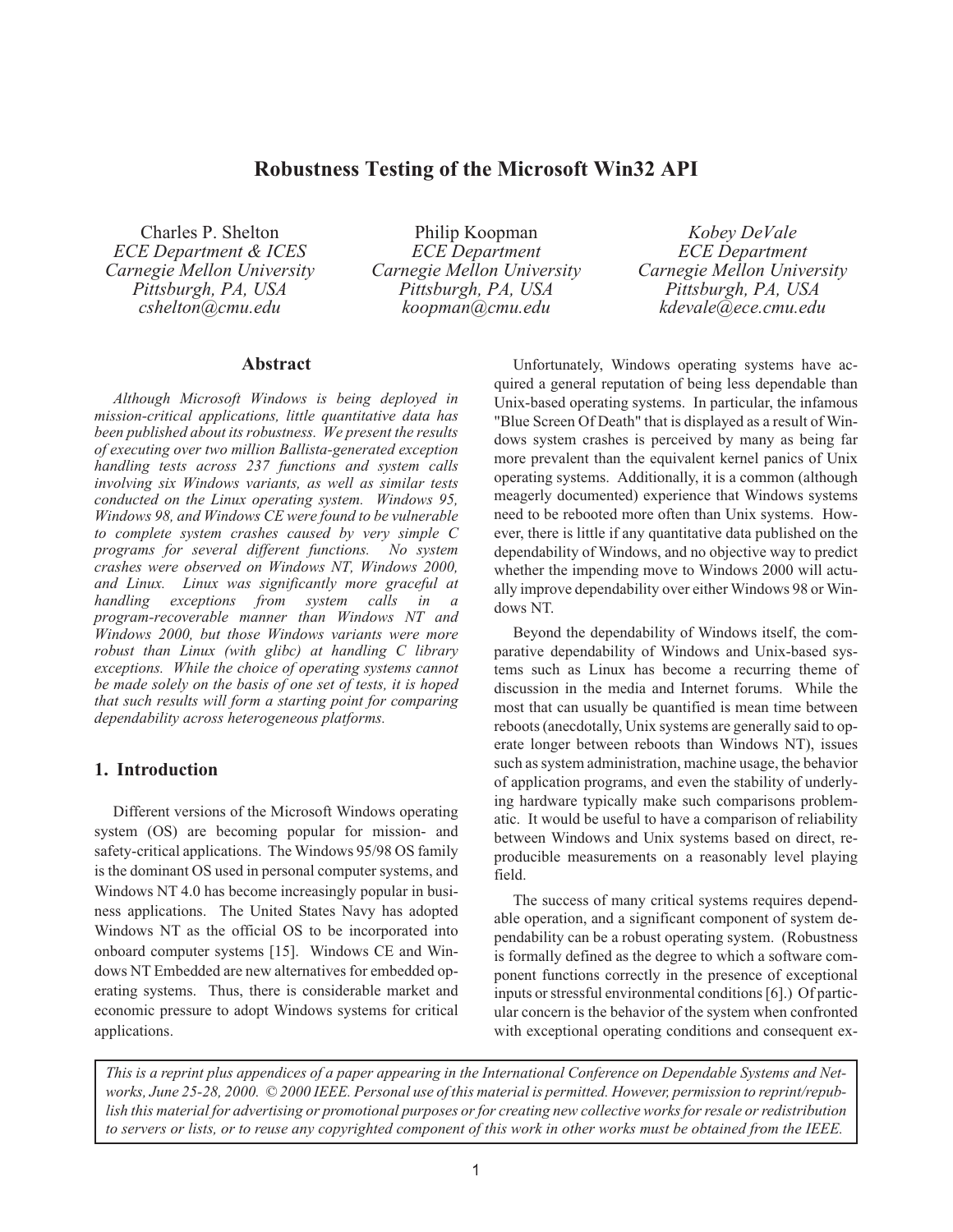# Robustness Testing of the Microsoft Win32 API

Charles P. Shelton
*ECE Department & ICES*
*Carnegie Mellon University*
*Pittsburgh, PA, USA*
*cshelton@cmu.edu*

Philip Koopman
*ECE Department*
*Carnegie Mellon University*
*Pittsburgh, PA, USA*
*koopman@cmu.edu*

*Kobey DeVale*
*ECE Department*
*Carnegie Mellon University*
*Pittsburgh, PA, USA*
*kdevale@ece.cmu.edu*

## Abstract

*Although Microsoft Windows is being deployed in mission-critical applications, little quantitative data has been published about its robustness. We present the results of executing over two million Ballista-generated exception handling tests across 237 functions and system calls involving six Windows variants, as well as similar tests conducted on the Linux operating system. Windows 95, Windows 98, and Windows CE were found to be vulnerable to complete system crashes caused by very simple C programs for several different functions. No system crashes were observed on Windows NT, Windows 2000, and Linux. Linux was significantly more graceful at handling exceptions from system calls in a program-recoverable manner than Windows NT and Windows 2000, but those Windows variants were more robust than Linux (with glibc) at handling C library exceptions. While the choice of operating systems cannot be made solely on the basis of one set of tests, it is hoped that such results will form a starting point for comparing dependability across heterogeneous platforms.*

## 1. Introduction

Different versions of the Microsoft Windows operating system (OS) are becoming popular for mission- and safety-critical applications. The Windows 95/98 OS family is the dominant OS used in personal computer systems, and Windows NT 4.0 has become increasingly popular in business applications. The United States Navy has adopted Windows NT as the official OS to be incorporated into onboard computer systems [15]. Windows CE and Windows NT Embedded are new alternatives for embedded operating systems. Thus, there is considerable market and economic pressure to adopt Windows systems for critical applications.

Unfortunately, Windows operating systems have acquired a general reputation of being less dependable than Unix-based operating systems. In particular, the infamous "Blue Screen Of Death" that is displayed as a result of Windows system crashes is perceived by many as being far more prevalent than the equivalent kernel panics of Unix operating systems. Additionally, it is a common (although meagerly documented) experience that Windows systems need to be rebooted more often than Unix systems. However, there is little if any quantitative data published on the dependability of Windows, and no objective way to predict whether the impending move to Windows 2000 will actually improve dependability over either Windows 98 or Windows NT.

Beyond the dependability of Windows itself, the comparative dependability of Windows and Unix-based systems such as Linux has become a recurring theme of discussion in the media and Internet forums. While the most that can usually be quantified is mean time between reboots (anecdotally, Unix systems are generally said to operate longer between reboots than Windows NT), issues such as system administration, machine usage, the behavior of application programs, and even the stability of underlying hardware typically make such comparisons problematic. It would be useful to have a comparison of reliability between Windows and Unix systems based on direct, reproducible measurements on a reasonably level playing field.

The success of many critical systems requires dependable operation, and a significant component of system dependability can be a robust operating system. (Robustness is formally defined as the degree to which a software component functions correctly in the presence of exceptional inputs or stressful environmental conditions [6].) Of particular concern is the behavior of the system when confronted with exceptional operating conditions and consequent ex-

*This is a reprint plus appendices of a paper appearing in the International Conference on Dependable Systems and Networks, June 25-28, 2000. © 2000 IEEE. Personal use of this material is permitted. However, permission to reprint/republish this material for advertising or promotional purposes or for creating new collective works for resale or redistribution to servers or lists, or to reuse any copyrighted component of this work in other works must be obtained from the IEEE.*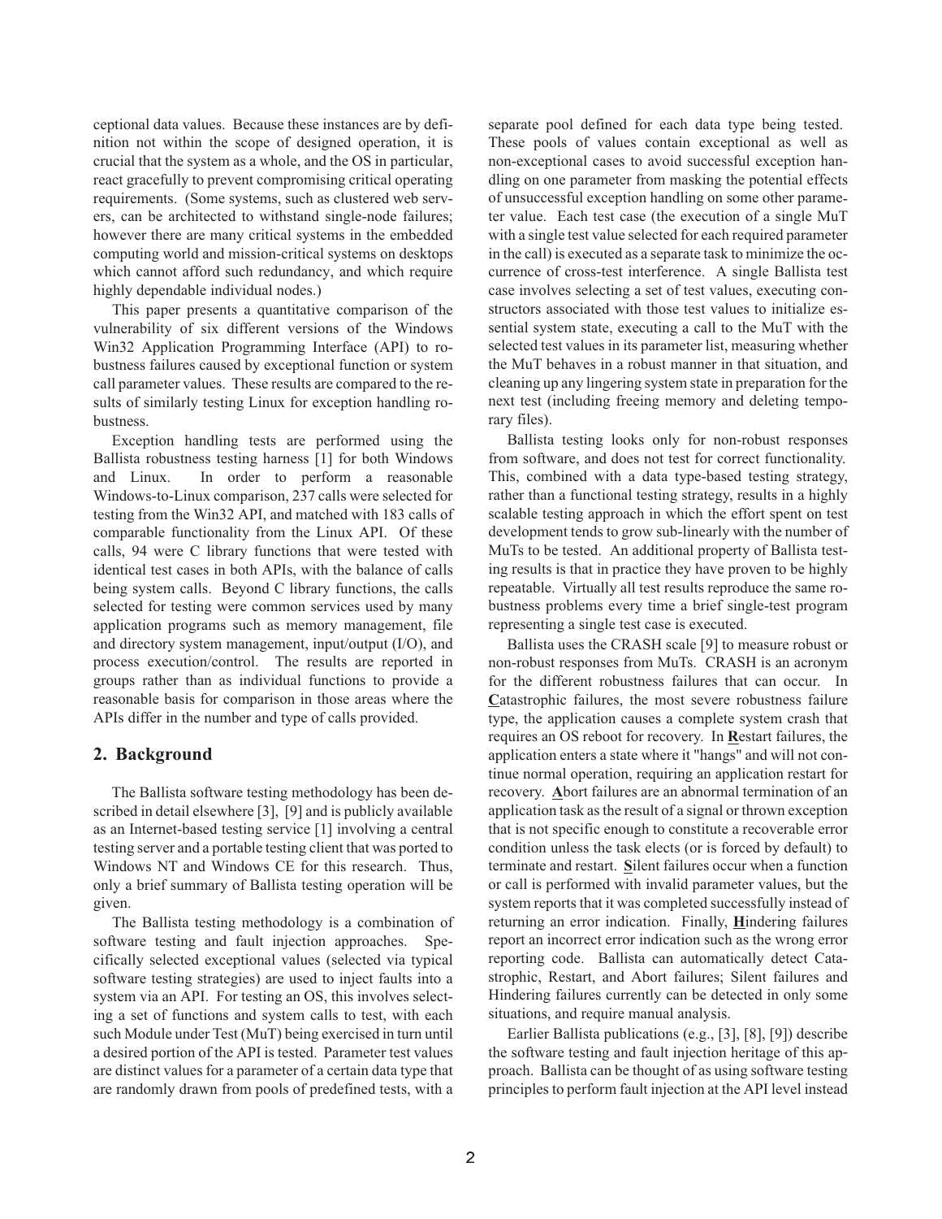ceptional data values. Because these instances are by definition not within the scope of designed operation, it is crucial that the system as a whole, and the OS in particular, react gracefully to prevent compromising critical operating requirements. (Some systems, such as clustered web servers, can be architected to withstand single-node failures; however there are many critical systems in the embedded computing world and mission-critical systems on desktops which cannot afford such redundancy, and which require highly dependable individual nodes.)

This paper presents a quantitative comparison of the vulnerability of six different versions of the Windows Win32 Application Programming Interface (API) to robustness failures caused by exceptional function or system call parameter values. These results are compared to the results of similarly testing Linux for exception handling robustness.

Exception handling tests are performed using the Ballista robustness testing harness [1] for both Windows and Linux. In order to perform a reasonable Windows-to-Linux comparison, 237 calls were selected for testing from the Win32 API, and matched with 183 calls of comparable functionality from the Linux API. Of these calls, 94 were C library functions that were tested with identical test cases in both APIs, with the balance of calls being system calls. Beyond C library functions, the calls selected for testing were common services used by many application programs such as memory management, file and directory system management, input/output (I/O), and process execution/control. The results are reported in groups rather than as individual functions to provide a reasonable basis for comparison in those areas where the APIs differ in the number and type of calls provided.

## 2. Background

The Ballista software testing methodology has been described in detail elsewhere [3], [9] and is publicly available as an Internet-based testing service [1] involving a central testing server and a portable testing client that was ported to Windows NT and Windows CE for this research. Thus, only a brief summary of Ballista testing operation will be given.

The Ballista testing methodology is a combination of software testing and fault injection approaches. Specifically selected exceptional values (selected via typical software testing strategies) are used to inject faults into a system via an API. For testing an OS, this involves selecting a set of functions and system calls to test, with each such Module under Test (MuT) being exercised in turn until a desired portion of the API is tested. Parameter test values are distinct values for a parameter of a certain data type that are randomly drawn from pools of predefined tests, with a separate pool defined for each data type being tested. These pools of values contain exceptional as well as non-exceptional cases to avoid successful exception handling on one parameter from masking the potential effects of unsuccessful exception handling on some other parameter value. Each test case (the execution of a single MuT with a single test value selected for each required parameter in the call) is executed as a separate task to minimize the occurrence of cross-test interference. A single Ballista test case involves selecting a set of test values, executing constructors associated with those test values to initialize essential system state, executing a call to the MuT with the selected test values in its parameter list, measuring whether the MuT behaves in a robust manner in that situation, and cleaning up any lingering system state in preparation for the next test (including freeing memory and deleting temporary files).

Ballista testing looks only for non-robust responses from software, and does not test for correct functionality. This, combined with a data type-based testing strategy, rather than a functional testing strategy, results in a highly scalable testing approach in which the effort spent on test development tends to grow sub-linearly with the number of MuTs to be tested. An additional property of Ballista testing results is that in practice they have proven to be highly repeatable. Virtually all test results reproduce the same robustness problems every time a brief single-test program representing a single test case is executed.

Ballista uses the CRASH scale [9] to measure robust or non-robust responses from MuTs. CRASH is an acronym for the different robustness failures that can occur. In **C**atastrophic failures, the most severe robustness failure type, the application causes a complete system crash that requires an OS reboot for recovery. In **R**estart failures, the application enters a state where it "hangs" and will not continue normal operation, requiring an application restart for recovery. **A**bort failures are an abnormal termination of an application task as the result of a signal or thrown exception that is not specific enough to constitute a recoverable error condition unless the task elects (or is forced by default) to terminate and restart. **S**ilent failures occur when a function or call is performed with invalid parameter values, but the system reports that it was completed successfully instead of returning an error indication. Finally, **H**indering failures report an incorrect error indication such as the wrong error reporting code. Ballista can automatically detect Catastrophic, Restart, and Abort failures; Silent failures and Hindering failures currently can be detected in only some situations, and require manual analysis.

Earlier Ballista publications (e.g., [3], [8], [9]) describe the software testing and fault injection heritage of this approach. Ballista can be thought of as using software testing principles to perform fault injection at the API level instead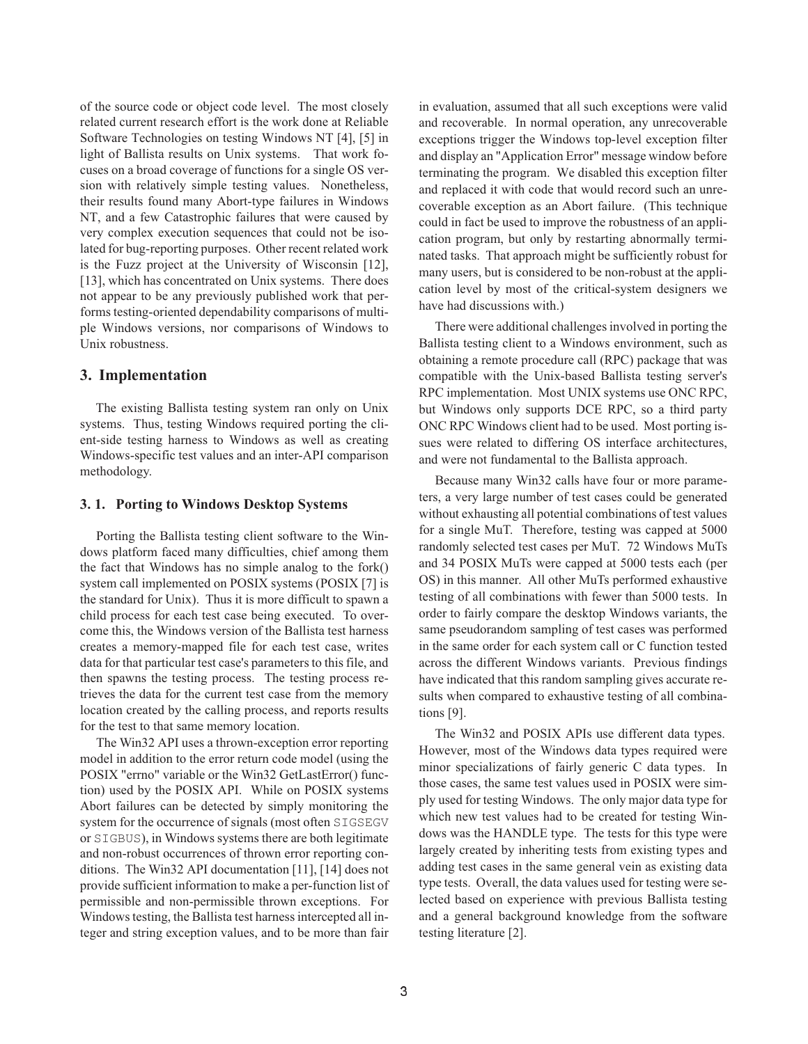of the source code or object code level. The most closely related current research effort is the work done at Reliable Software Technologies on testing Windows NT [4], [5] in light of Ballista results on Unix systems. That work focuses on a broad coverage of functions for a single OS version with relatively simple testing values. Nonetheless, their results found many Abort-type failures in Windows NT, and a few Catastrophic failures that were caused by very complex execution sequences that could not be isolated for bug-reporting purposes. Other recent related work is the Fuzz project at the University of Wisconsin [12], [13], which has concentrated on Unix systems. There does not appear to be any previously published work that performs testing-oriented dependability comparisons of multiple Windows versions, nor comparisons of Windows to Unix robustness.

## 3. Implementation

The existing Ballista testing system ran only on Unix systems. Thus, testing Windows required porting the client-side testing harness to Windows as well as creating Windows-specific test values and an inter-API comparison methodology.

### 3. 1. Porting to Windows Desktop Systems

Porting the Ballista testing client software to the Windows platform faced many difficulties, chief among them the fact that Windows has no simple analog to the fork() system call implemented on POSIX systems (POSIX [7] is the standard for Unix). Thus it is more difficult to spawn a child process for each test case being executed. To overcome this, the Windows version of the Ballista test harness creates a memory-mapped file for each test case, writes data for that particular test case's parameters to this file, and then spawns the testing process. The testing process retrieves the data for the current test case from the memory location created by the calling process, and reports results for the test to that same memory location.

The Win32 API uses a thrown-exception error reporting model in addition to the error return code model (using the POSIX "errno" variable or the Win32 GetLastError() function) used by the POSIX API. While on POSIX systems Abort failures can be detected by simply monitoring the system for the occurrence of signals (most often SIGSEGV or SIGBUS), in Windows systems there are both legitimate and non-robust occurrences of thrown error reporting conditions. The Win32 API documentation [11], [14] does not provide sufficient information to make a per-function list of permissible and non-permissible thrown exceptions. For Windows testing, the Ballista test harness intercepted all integer and string exception values, and to be more than fair in evaluation, assumed that all such exceptions were valid and recoverable. In normal operation, any unrecoverable exceptions trigger the Windows top-level exception filter and display an "Application Error" message window before terminating the program. We disabled this exception filter and replaced it with code that would record such an unrecoverable exception as an Abort failure. (This technique could in fact be used to improve the robustness of an application program, but only by restarting abnormally terminated tasks. That approach might be sufficiently robust for many users, but is considered to be non-robust at the application level by most of the critical-system designers we have had discussions with.)

There were additional challenges involved in porting the Ballista testing client to a Windows environment, such as obtaining a remote procedure call (RPC) package that was compatible with the Unix-based Ballista testing server's RPC implementation. Most UNIX systems use ONC RPC, but Windows only supports DCE RPC, so a third party ONC RPC Windows client had to be used. Most porting issues were related to differing OS interface architectures, and were not fundamental to the Ballista approach.

Because many Win32 calls have four or more parameters, a very large number of test cases could be generated without exhausting all potential combinations of test values for a single MuT. Therefore, testing was capped at 5000 randomly selected test cases per MuT. 72 Windows MuTs and 34 POSIX MuTs were capped at 5000 tests each (per OS) in this manner. All other MuTs performed exhaustive testing of all combinations with fewer than 5000 tests. In order to fairly compare the desktop Windows variants, the same pseudorandom sampling of test cases was performed in the same order for each system call or C function tested across the different Windows variants. Previous findings have indicated that this random sampling gives accurate results when compared to exhaustive testing of all combinations [9].

The Win32 and POSIX APIs use different data types. However, most of the Windows data types required were minor specializations of fairly generic C data types. In those cases, the same test values used in POSIX were simply used for testing Windows. The only major data type for which new test values had to be created for testing Windows was the HANDLE type. The tests for this type were largely created by inheriting tests from existing types and adding test cases in the same general vein as existing data type tests. Overall, the data values used for testing were selected based on experience with previous Ballista testing and a general background knowledge from the software testing literature [2].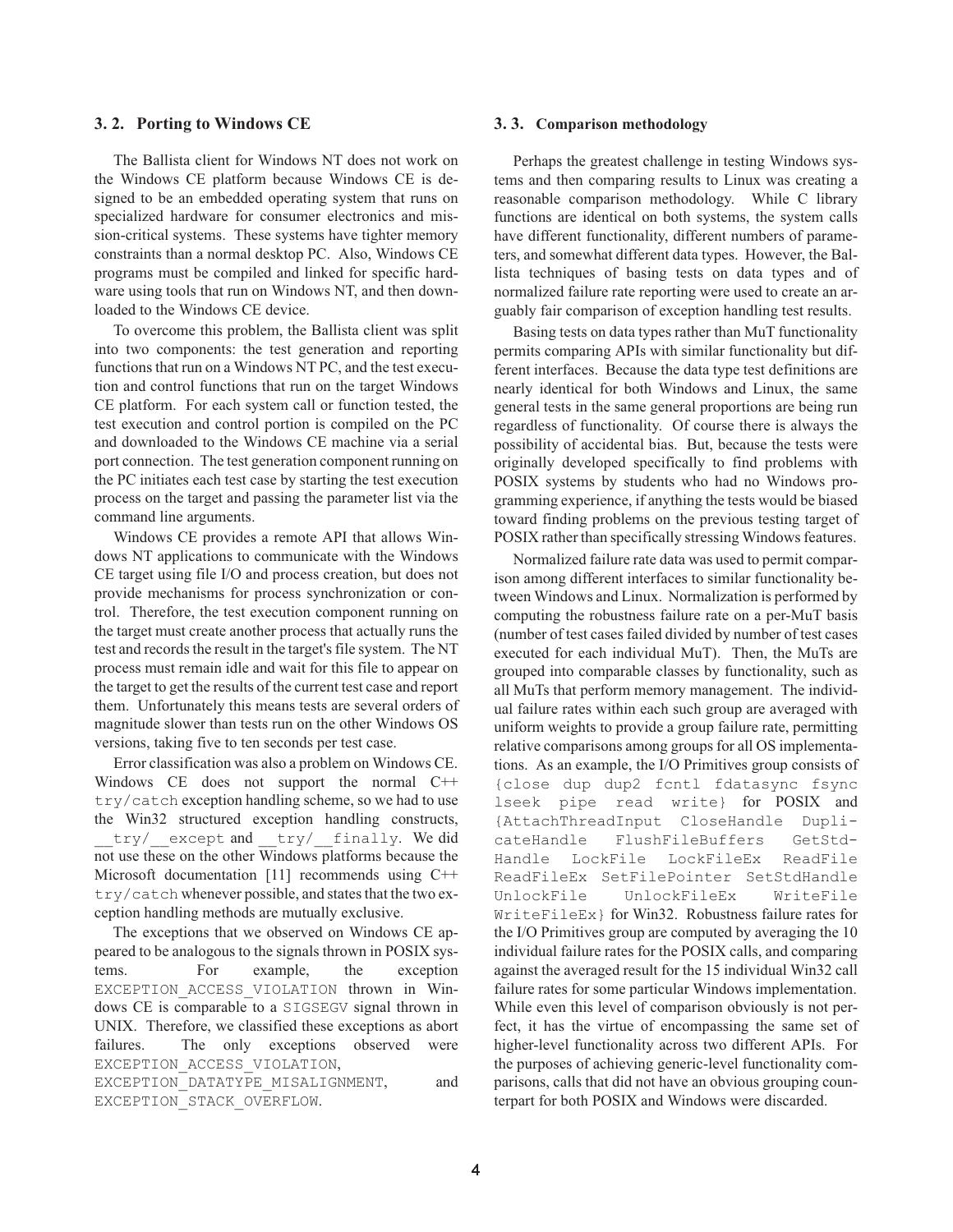### 3. 2. Porting to Windows CE

The Ballista client for Windows NT does not work on the Windows CE platform because Windows CE is designed to be an embedded operating system that runs on specialized hardware for consumer electronics and mission-critical systems. These systems have tighter memory constraints than a normal desktop PC. Also, Windows CE programs must be compiled and linked for specific hardware using tools that run on Windows NT, and then downloaded to the Windows CE device.

To overcome this problem, the Ballista client was split into two components: the test generation and reporting functions that run on a Windows NT PC, and the test execution and control functions that run on the target Windows CE platform. For each system call or function tested, the test execution and control portion is compiled on the PC and downloaded to the Windows CE machine via a serial port connection. The test generation component running on the PC initiates each test case by starting the test execution process on the target and passing the parameter list via the command line arguments.

Windows CE provides a remote API that allows Windows NT applications to communicate with the Windows CE target using file I/O and process creation, but does not provide mechanisms for process synchronization or control. Therefore, the test execution component running on the target must create another process that actually runs the test and records the result in the target's file system. The NT process must remain idle and wait for this file to appear on the target to get the results of the current test case and report them. Unfortunately this means tests are several orders of magnitude slower than tests run on the other Windows OS versions, taking five to ten seconds per test case.

Error classification was also a problem on Windows CE. Windows CE does not support the normal C++ `try/catch` exception handling scheme, so we had to use the Win32 structured exception handling constructs, `__try/__except` and `__try/__finally`. We did not use these on the other Windows platforms because the Microsoft documentation [11] recommends using C++ `try/catch` whenever possible, and states that the two exception handling methods are mutually exclusive.

The exceptions that we observed on Windows CE appeared to be analogous to the signals thrown in POSIX systems. For example, the exception `EXCEPTION_ACCESS_VIOLATION` thrown in Windows CE is comparable to a `SIGSEGV` signal thrown in UNIX. Therefore, we classified these exceptions as abort failures. The only exceptions observed were `EXCEPTION_ACCESS_VIOLATION`, `EXCEPTION_DATATYPE_MISALIGNMENT`, and `EXCEPTION_STACK_OVERFLOW`.

### 3. 3. Comparison methodology

Perhaps the greatest challenge in testing Windows systems and then comparing results to Linux was creating a reasonable comparison methodology. While C library functions are identical on both systems, the system calls have different functionality, different numbers of parameters, and somewhat different data types. However, the Ballista techniques of basing tests on data types and of normalized failure rate reporting were used to create an arguably fair comparison of exception handling test results.

Basing tests on data types rather than MuT functionality permits comparing APIs with similar functionality but different interfaces. Because the data type test definitions are nearly identical for both Windows and Linux, the same general tests in the same general proportions are being run regardless of functionality. Of course there is always the possibility of accidental bias. But, because the tests were originally developed specifically to find problems with POSIX systems by students who had no Windows programming experience, if anything the tests would be biased toward finding problems on the previous testing target of POSIX rather than specifically stressing Windows features.

Normalized failure rate data was used to permit comparison among different interfaces to similar functionality between Windows and Linux. Normalization is performed by computing the robustness failure rate on a per-MuT basis (number of test cases failed divided by number of test cases executed for each individual MuT). Then, the MuTs are grouped into comparable classes by functionality, such as all MuTs that perform memory management. The individual failure rates within each such group are averaged with uniform weights to provide a group failure rate, permitting relative comparisons among groups for all OS implementations. As an example, the I/O Primitives group consists of `{close dup dup2 fcntl fdatasync fsync lseek pipe read write}` for POSIX and `{AttachThreadInput CloseHandle DuplicateHandle FlushFileBuffers GetStdHandle LockFile LockFileEx ReadFile ReadFileEx SetFilePointer SetStdHandle UnlockFile UnlockFileEx WriteFile WriteFileEx}` for Win32. Robustness failure rates for the I/O Primitives group are computed by averaging the 10 individual failure rates for the POSIX calls, and comparing against the averaged result for the 15 individual Win32 call failure rates for some particular Windows implementation. While even this level of comparison obviously is not perfect, it has the virtue of encompassing the same set of higher-level functionality across two different APIs. For the purposes of achieving generic-level functionality comparisons, calls that did not have an obvious grouping counterpart for both POSIX and Windows were discarded.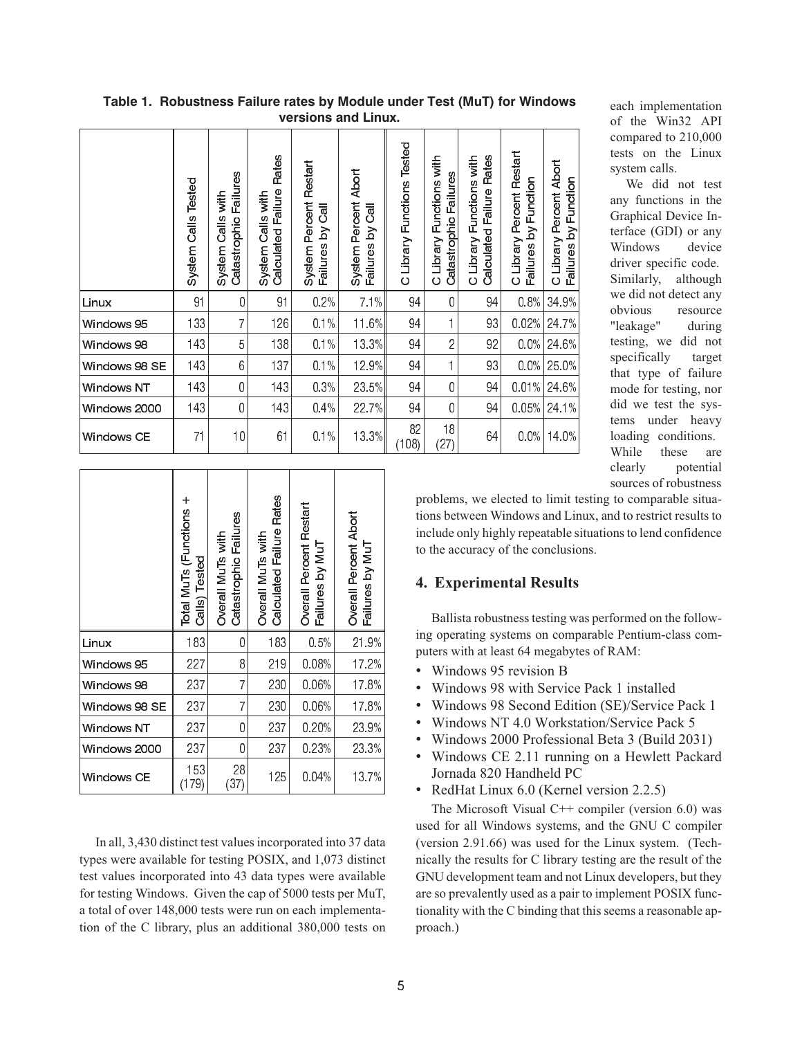**Table 1. Robustness Failure rates by Module under Test (MuT) for Windows versions and Linux.**

| | System Calls Tested | System Calls with Catastrophic Failures | System Calls with Calculated Failure Rates | System Percent Restart Failures by Call | System Percent Abort Failures by Call | C Library Functions Tested | C Library Functions with Catastrophic Failures | C Library Functions with Calculated Failure Rates | C Library Percent Restart Failures by Function | C Library Percent Abort Failures by Function |
|---|---|---|---|---|---|---|---|---|---|---|
| Linux | 91 | 0 | 91 | 0.2% | 7.1% | 94 | 0 | 94 | 0.8% | 34.9% |
| Windows 95 | 133 | 7 | 126 | 0.1% | 11.6% | 94 | 1 | 93 | 0.02% | 24.7% |
| Windows 98 | 143 | 5 | 138 | 0.1% | 13.3% | 94 | 2 | 92 | 0.0% | 24.6% |
| Windows 98 SE | 143 | 6 | 137 | 0.1% | 12.9% | 94 | 1 | 93 | 0.0% | 25.0% |
| Windows NT | 143 | 0 | 143 | 0.3% | 23.5% | 94 | 0 | 94 | 0.01% | 24.6% |
| Windows 2000 | 143 | 0 | 143 | 0.4% | 22.7% | 94 | 0 | 94 | 0.05% | 24.1% |
| Windows CE | 71 | 10 | 61 | 0.1% | 13.3% | 82 (108) | 18 (27) | 64 | 0.0% | 14.0% |

| | Total MuTs (Functions + Calls) Tested | Overall MuTs with Catastrophic Failures | Overall MuTs with Calculated Failure Rates | Overall Percent Restart Failures by MuT | Overall Percent Abort Failures by MuT |
|---|---|---|---|---|---|
| Linux | 183 | 0 | 183 | 0.5% | 21.9% |
| Windows 95 | 227 | 8 | 219 | 0.08% | 17.2% |
| Windows 98 | 237 | 7 | 230 | 0.06% | 17.8% |
| Windows 98 SE | 237 | 7 | 230 | 0.06% | 17.8% |
| Windows NT | 237 | 0 | 237 | 0.20% | 23.9% |
| Windows 2000 | 237 | 0 | 237 | 0.23% | 23.3% |
| Windows CE | 153 (179) | 28 (37) | 125 | 0.04% | 13.7% |

In all, 3,430 distinct test values incorporated into 37 data types were available for testing POSIX, and 1,073 distinct test values incorporated into 43 data types were available for testing Windows. Given the cap of 5000 tests per MuT, a total of over 148,000 tests were run on each implementation of the C library, plus an additional 380,000 tests on each implementation of the Win32 API compared to 210,000 tests on the Linux system calls.

We did not test any functions in the Graphical Device Interface (GDI) or any Windows device driver specific code. Similarly, although we did not detect any obvious resource "leakage" during testing, we did not specifically target that type of failure mode for testing, nor did we test the systems under heavy loading conditions. While these are clearly potential sources of robustness problems, we elected to limit testing to comparable situations between Windows and Linux, and to restrict results to include only highly repeatable situations to lend confidence to the accuracy of the conclusions.

## 4. Experimental Results

Ballista robustness testing was performed on the following operating systems on comparable Pentium-class computers with at least 64 megabytes of RAM:

- Windows 95 revision B
- Windows 98 with Service Pack 1 installed
- Windows 98 Second Edition (SE)/Service Pack 1
- Windows NT 4.0 Workstation/Service Pack 5
- Windows 2000 Professional Beta 3 (Build 2031)
- Windows CE 2.11 running on a Hewlett Packard Jornada 820 Handheld PC
- RedHat Linux 6.0 (Kernel version 2.2.5)

The Microsoft Visual C++ compiler (version 6.0) was used for all Windows systems, and the GNU C compiler (version 2.91.66) was used for the Linux system. (Technically the results for C library testing are the result of the GNU development team and not Linux developers, but they are so prevalently used as a pair to implement POSIX functionality with the C binding that this seems a reasonable approach.)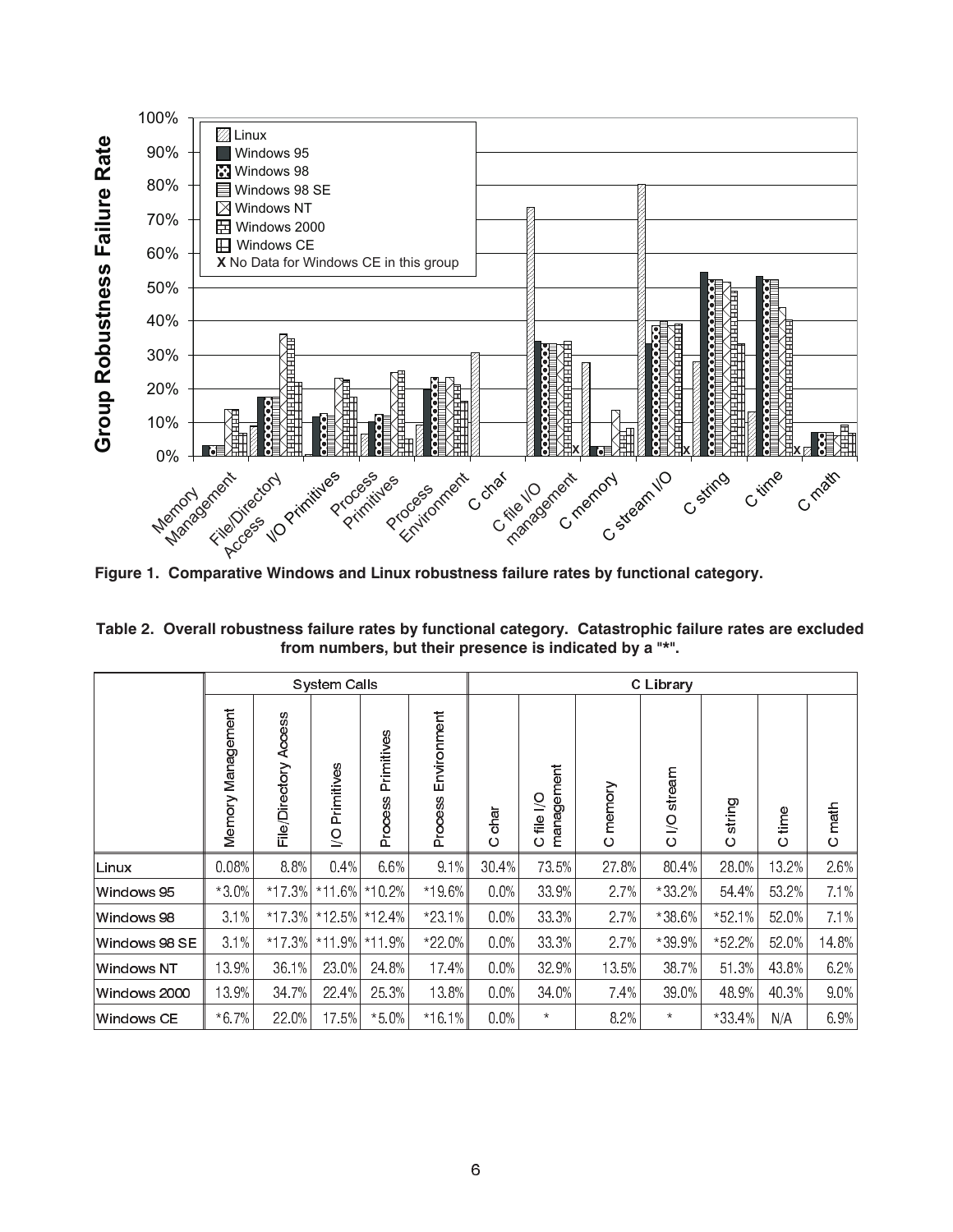Figure 1. Comparative Windows and Linux robustness failure rates by functional category.

Table 2. Overall robustness failure rates by functional category. Catastrophic failure rates are excluded from numbers, but their presence is indicated by a "*".

| | System Calls | | | | | C Library | | | | | | |
|---|---|---|---|---|---|---|---|---|---|---|---|---|
| | Memory Management | File/Directory Access | I/O Primitives | Process Primitives | Process Environment | C char | C file I/O management | C memory | C I/O stream | C string | C time | C math |
| Linux | 0.08% | 8.8% | 0.4% | 6.6% | 9.1% | 30.4% | 73.5% | 27.8% | 80.4% | 28.0% | 13.2% | 2.6% |
| Windows 95 | *3.0% | *17.3% | *11.6% | *10.2% | *19.6% | 0.0% | 33.9% | 2.7% | *33.2% | 54.4% | 53.2% | 7.1% |
| Windows 98 | 3.1% | *17.3% | *12.5% | *12.4% | *23.1% | 0.0% | 33.3% | 2.7% | *38.6% | *52.1% | 52.0% | 7.1% |
| Windows 98 SE | 3.1% | *17.3% | *11.9% | *11.9% | *22.0% | 0.0% | 33.3% | 2.7% | *39.9% | *52.2% | 52.0% | 14.8% |
| Windows NT | 13.9% | 36.1% | 23.0% | 24.8% | 17.4% | 0.0% | 32.9% | 13.5% | 38.7% | 51.3% | 43.8% | 6.2% |
| Windows 2000 | 13.9% | 34.7% | 22.4% | 25.3% | 13.8% | 0.0% | 34.0% | 7.4% | 39.0% | 48.9% | 40.3% | 9.0% |
| Windows CE | *6.7% | 22.0% | 17.5% | *5.0% | *16.1% | 0.0% | * | 8.2% | * | *33.4% | N/A | 6.9% |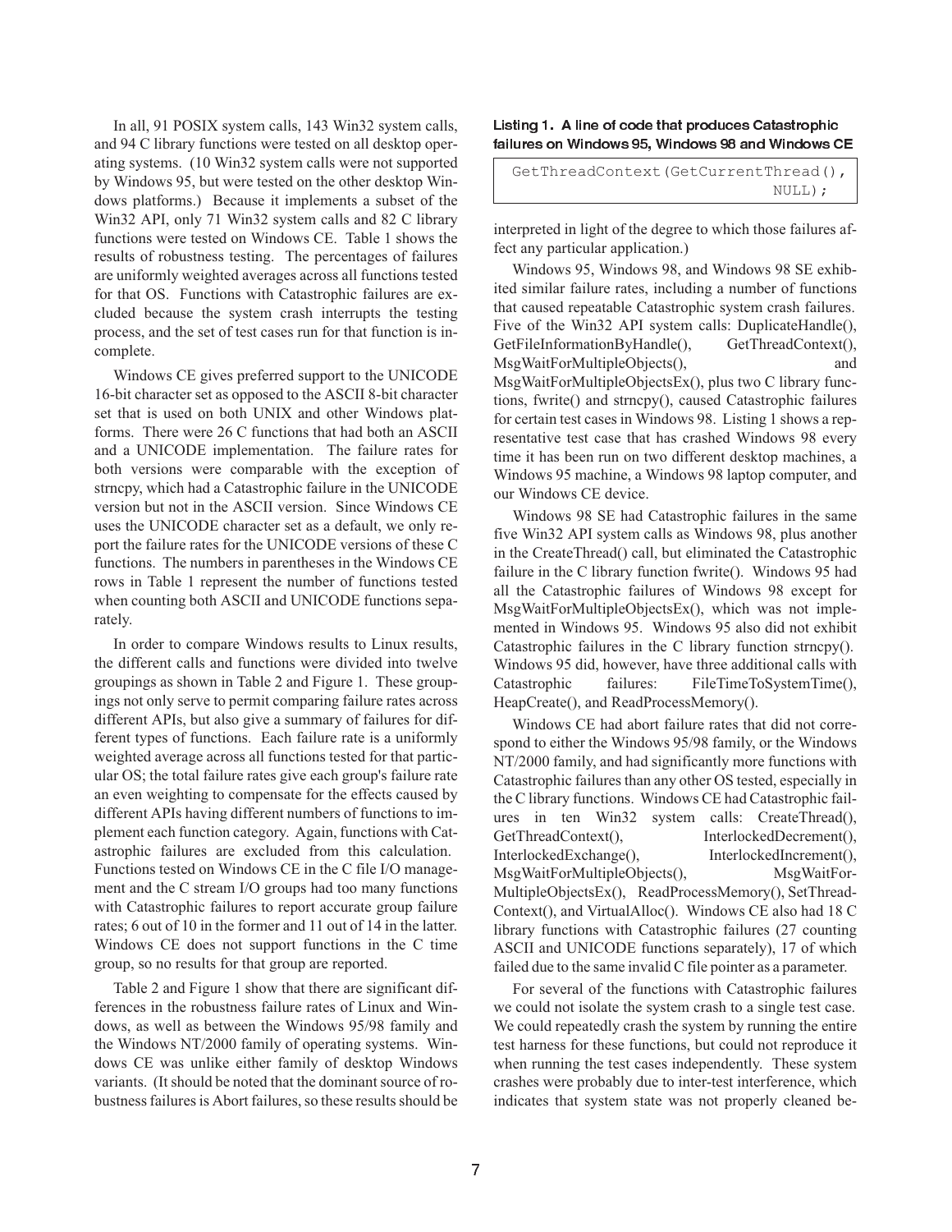In all, 91 POSIX system calls, 143 Win32 system calls, and 94 C library functions were tested on all desktop operating systems. (10 Win32 system calls were not supported by Windows 95, but were tested on the other desktop Windows platforms.) Because it implements a subset of the Win32 API, only 71 Win32 system calls and 82 C library functions were tested on Windows CE. Table 1 shows the results of robustness testing. The percentages of failures are uniformly weighted averages across all functions tested for that OS. Functions with Catastrophic failures are excluded because the system crash interrupts the testing process, and the set of test cases run for that function is incomplete.

Windows CE gives preferred support to the UNICODE 16-bit character set as opposed to the ASCII 8-bit character set that is used on both UNIX and other Windows platforms. There were 26 C functions that had both an ASCII and a UNICODE implementation. The failure rates for both versions were comparable with the exception of strncpy, which had a Catastrophic failure in the UNICODE version but not in the ASCII version. Since Windows CE uses the UNICODE character set as a default, we only report the failure rates for the UNICODE versions of these C functions. The numbers in parentheses in the Windows CE rows in Table 1 represent the number of functions tested when counting both ASCII and UNICODE functions separately.

In order to compare Windows results to Linux results, the different calls and functions were divided into twelve groupings as shown in Table 2 and Figure 1. These groupings not only serve to permit comparing failure rates across different APIs, but also give a summary of failures for different types of functions. Each failure rate is a uniformly weighted average across all functions tested for that particular OS; the total failure rates give each group's failure rate an even weighting to compensate for the effects caused by different APIs having different numbers of functions to implement each function category. Again, functions with Catastrophic failures are excluded from this calculation. Functions tested on Windows CE in the C file I/O management and the C stream I/O groups had too many functions with Catastrophic failures to report accurate group failure rates; 6 out of 10 in the former and 11 out of 14 in the latter. Windows CE does not support functions in the C time group, so no results for that group are reported.

Table 2 and Figure 1 show that there are significant differences in the robustness failure rates of Linux and Windows, as well as between the Windows 95/98 family and the Windows NT/2000 family of operating systems. Windows CE was unlike either family of desktop Windows variants. (It should be noted that the dominant source of robustness failures is Abort failures, so these results should be interpreted in light of the degree to which those failures affect any particular application.)

**Listing 1. A line of code that produces Catastrophic failures on Windows 95, Windows 98 and Windows CE**

```
GetThreadContext(GetCurrentThread(),
                              NULL);
```

Windows 95, Windows 98, and Windows 98 SE exhibited similar failure rates, including a number of functions that caused repeatable Catastrophic system crash failures. Five of the Win32 API system calls: DuplicateHandle(), GetFileInformationByHandle(), GetThreadContext(), MsgWaitForMultipleObjects(), and MsgWaitForMultipleObjectsEx(), plus two C library functions, fwrite() and strncpy(), caused Catastrophic failures for certain test cases in Windows 98. Listing 1 shows a representative test case that has crashed Windows 98 every time it has been run on two different desktop machines, a Windows 95 machine, a Windows 98 laptop computer, and our Windows CE device.

Windows 98 SE had Catastrophic failures in the same five Win32 API system calls as Windows 98, plus another in the CreateThread() call, but eliminated the Catastrophic failure in the C library function fwrite(). Windows 95 had all the Catastrophic failures of Windows 98 except for MsgWaitForMultipleObjectsEx(), which was not implemented in Windows 95. Windows 95 also did not exhibit Catastrophic failures in the C library function strncpy(). Windows 95 did, however, have three additional calls with Catastrophic failures: FileTimeToSystemTime(), HeapCreate(), and ReadProcessMemory().

Windows CE had abort failure rates that did not correspond to either the Windows 95/98 family, or the Windows NT/2000 family, and had significantly more functions with Catastrophic failures than any other OS tested, especially in the C library functions. Windows CE had Catastrophic failures in ten Win32 system calls: CreateThread(), GetThreadContext(), InterlockedDecrement(), InterlockedExchange(), InterlockedIncrement(), MsgWaitForMultipleObjects(), MsgWaitForMultipleObjectsEx(), ReadProcessMemory(), SetThreadContext(), and VirtualAlloc(). Windows CE also had 18 C library functions with Catastrophic failures (27 counting ASCII and UNICODE functions separately), 17 of which failed due to the same invalid C file pointer as a parameter.

For several of the functions with Catastrophic failures we could not isolate the system crash to a single test case. We could repeatedly crash the system by running the entire test harness for these functions, but could not reproduce it when running the test cases independently. These system crashes were probably due to inter-test interference, which indicates that system state was not properly cleaned be-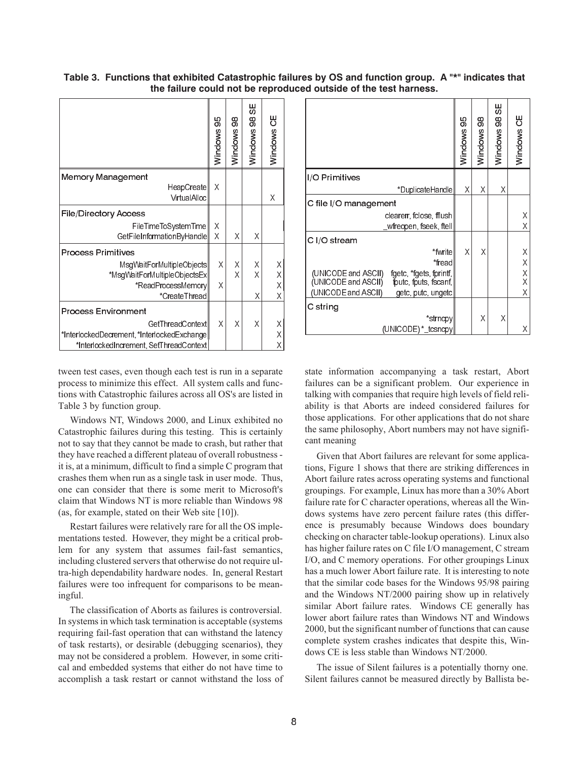**Table 3. Functions that exhibited Catastrophic failures by OS and function group. A "*" indicates that the failure could not be reproduced outside of the test harness.**

| | Windows 95 | Windows 98 | Windows 98 SE | Windows CE |
|---|---|---|---|---|
| **Memory Management** | | | | |
| HeapCreate | X | | | |
| VirtualAlloc | | | | X |
| **File/Directory Access** | | | | |
| FileTimeToSystemTime | X | | | |
| GetFileInformationByHandle | X | X | X | |
| **Process Primitives** | | | | |
| MsgWaitForMultipleObjects | X | X | X | X |
| *MsgWaitForMultipleObjectsEx | | X | X | X |
| *ReadProcessMemory | X | | | X |
| *CreateThread | | | X | X |
| **Process Environment** | | | | |
| GetThreadContext | X | X | X | X |
| *InterlockedDecrement, *InterlockedExchange | | | | X |
| *InterlockedIncrement, SetThreadContext | | | | X |
| **I/O Primitives** | | | | |
| *DuplicateHandle | X | X | X | |
| **C file I/O management** | | | | |
| clearerr, fclose, fflush | | | | X |
| _wfreopen, fseek, ftell | | | | X |
| **C I/O stream** | | | | |
| *fwrite | X | X | | X |
| *fread | | | | X |
| (UNICODE and ASCII) fgetc, *fgets, fprintf, | | | | X |
| (UNICODE and ASCII) fputc, fputs, fscanf, | | | | X |
| (UNICODE and ASCII) getc, putc, ungetc | | | | X |
| **C string** | | | | |
| *strncpy | | X | X | |
| (UNICODE) *_tcsncpy | | | | X |

tween test cases, even though each test is run in a separate process to minimize this effect. All system calls and functions with Catastrophic failures across all OS's are listed in Table 3 by function group.

Windows NT, Windows 2000, and Linux exhibited no Catastrophic failures during this testing. This is certainly not to say that they cannot be made to crash, but rather that they have reached a different plateau of overall robustness - it is, at a minimum, difficult to find a simple C program that crashes them when run as a single task in user mode. Thus, one can consider that there is some merit to Microsoft's claim that Windows NT is more reliable than Windows 98 (as, for example, stated on their Web site [10]).

Restart failures were relatively rare for all the OS implementations tested. However, they might be a critical problem for any system that assumes fail-fast semantics, including clustered servers that otherwise do not require ultra-high dependability hardware nodes. In, general Restart failures were too infrequent for comparisons to be meaningful.

The classification of Aborts as failures is controversial. In systems in which task termination is acceptable (systems requiring fail-fast operation that can withstand the latency of task restarts), or desirable (debugging scenarios), they may not be considered a problem. However, in some critical and embedded systems that either do not have time to accomplish a task restart or cannot withstand the loss of state information accompanying a task restart, Abort failures can be a significant problem. Our experience in talking with companies that require high levels of field reliability is that Aborts are indeed considered failures for those applications. For other applications that do not share the same philosophy, Abort numbers may not have significant meaning

Given that Abort failures are relevant for some applications, Figure 1 shows that there are striking differences in Abort failure rates across operating systems and functional groupings. For example, Linux has more than a 30% Abort failure rate for C character operations, whereas all the Windows systems have zero percent failure rates (this difference is presumably because Windows does boundary checking on character table-lookup operations). Linux also has higher failure rates on C file I/O management, C stream I/O, and C memory operations. For other groupings Linux has a much lower Abort failure rate. It is interesting to note that the similar code bases for the Windows 95/98 pairing and the Windows NT/2000 pairing show up in relatively similar Abort failure rates. Windows CE generally has lower abort failure rates than Windows NT and Windows 2000, but the significant number of functions that can cause complete system crashes indicates that despite this, Windows CE is less stable than Windows NT/2000.

The issue of Silent failures is a potentially thorny one. Silent failures cannot be measured directly by Ballista be-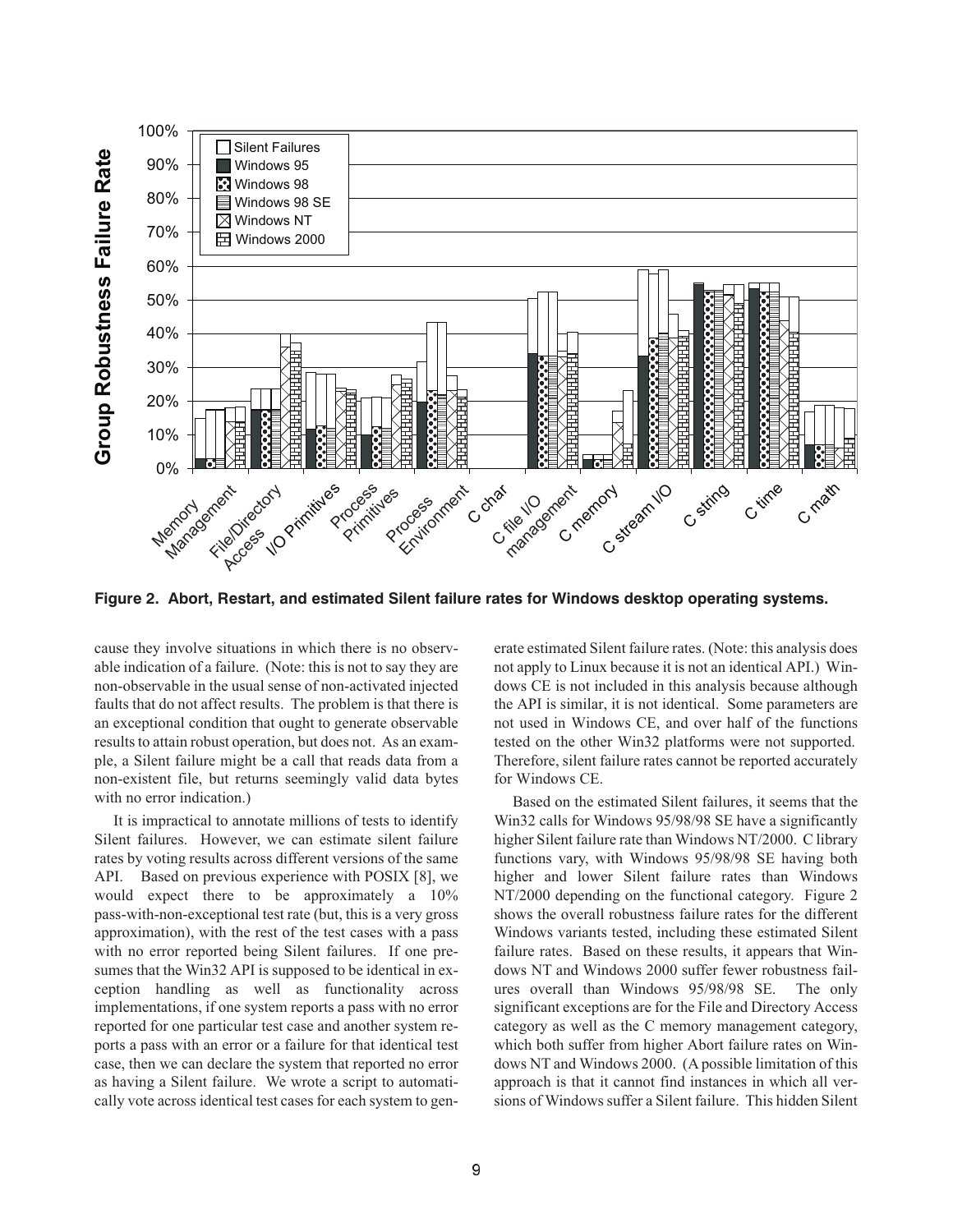**Figure 2. Abort, Restart, and estimated Silent failure rates for Windows desktop operating systems.**

cause they involve situations in which there is no observable indication of a failure. (Note: this is not to say they are non-observable in the usual sense of non-activated injected faults that do not affect results. The problem is that there is an exceptional condition that ought to generate observable results to attain robust operation, but does not. As an example, a Silent failure might be a call that reads data from a non-existent file, but returns seemingly valid data bytes with no error indication.)

It is impractical to annotate millions of tests to identify Silent failures. However, we can estimate silent failure rates by voting results across different versions of the same API. Based on previous experience with POSIX [8], we would expect there to be approximately a 10% pass-with-non-exceptional test rate (but, this is a very gross approximation), with the rest of the test cases with a pass with no error reported being Silent failures. If one presumes that the Win32 API is supposed to be identical in exception handling as well as functionality across implementations, if one system reports a pass with no error reported for one particular test case and another system reports a pass with an error or a failure for that identical test case, then we can declare the system that reported no error as having a Silent failure. We wrote a script to automatically vote across identical test cases for each system to generate estimated Silent failure rates. (Note: this analysis does not apply to Linux because it is not an identical API.) Windows CE is not included in this analysis because although the API is similar, it is not identical. Some parameters are not used in Windows CE, and over half of the functions tested on the other Win32 platforms were not supported. Therefore, silent failure rates cannot be reported accurately for Windows CE.

Based on the estimated Silent failures, it seems that the Win32 calls for Windows 95/98/98 SE have a significantly higher Silent failure rate than Windows NT/2000. C library functions vary, with Windows 95/98/98 SE having both higher and lower Silent failure rates than Windows NT/2000 depending on the functional category. Figure 2 shows the overall robustness failure rates for the different Windows variants tested, including these estimated Silent failure rates. Based on these results, it appears that Windows NT and Windows 2000 suffer fewer robustness failures overall than Windows 95/98/98 SE. The only significant exceptions are for the File and Directory Access category as well as the C memory management category, which both suffer from higher Abort failure rates on Windows NT and Windows 2000. (A possible limitation of this approach is that it cannot find instances in which all versions of Windows suffer a Silent failure. This hidden Silent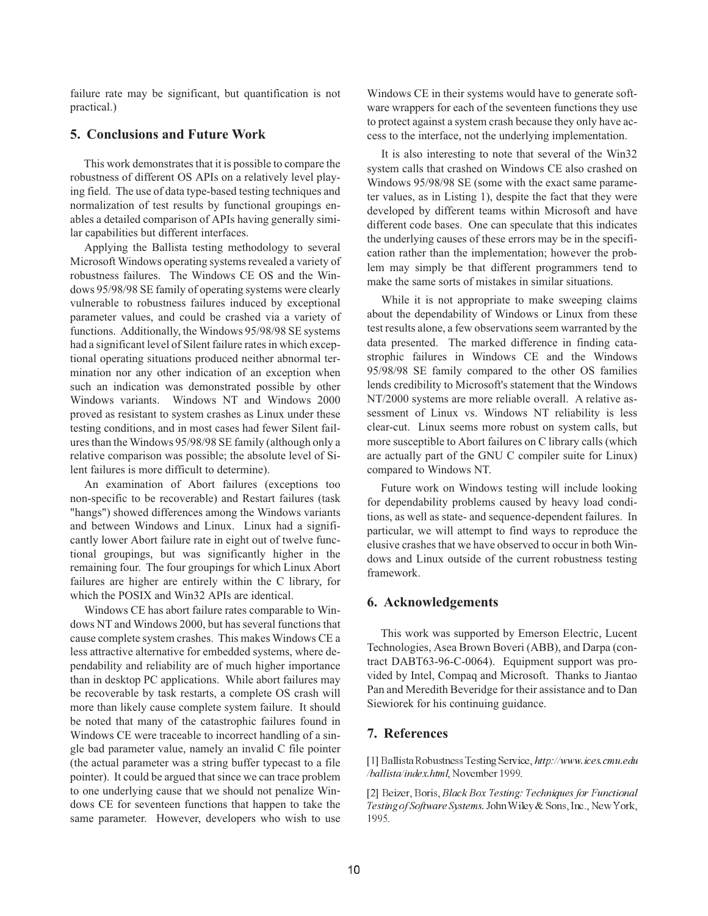failure rate may be significant, but quantification is not practical.)

## 5. Conclusions and Future Work

This work demonstrates that it is possible to compare the robustness of different OS APIs on a relatively level playing field. The use of data type-based testing techniques and normalization of test results by functional groupings enables a detailed comparison of APIs having generally similar capabilities but different interfaces.

Applying the Ballista testing methodology to several Microsoft Windows operating systems revealed a variety of robustness failures. The Windows CE OS and the Windows 95/98/98 SE family of operating systems were clearly vulnerable to robustness failures induced by exceptional parameter values, and could be crashed via a variety of functions. Additionally, the Windows 95/98/98 SE systems had a significant level of Silent failure rates in which exceptional operating situations produced neither abnormal termination nor any other indication of an exception when such an indication was demonstrated possible by other Windows variants. Windows NT and Windows 2000 proved as resistant to system crashes as Linux under these testing conditions, and in most cases had fewer Silent failures than the Windows 95/98/98 SE family (although only a relative comparison was possible; the absolute level of Silent failures is more difficult to determine).

An examination of Abort failures (exceptions too non-specific to be recoverable) and Restart failures (task "hangs") showed differences among the Windows variants and between Windows and Linux. Linux had a significantly lower Abort failure rate in eight out of twelve functional groupings, but was significantly higher in the remaining four. The four groupings for which Linux Abort failures are higher are entirely within the C library, for which the POSIX and Win32 APIs are identical.

Windows CE has abort failure rates comparable to Windows NT and Windows 2000, but has several functions that cause complete system crashes. This makes Windows CE a less attractive alternative for embedded systems, where dependability and reliability are of much higher importance than in desktop PC applications. While abort failures may be recoverable by task restarts, a complete OS crash will more than likely cause complete system failure. It should be noted that many of the catastrophic failures found in Windows CE were traceable to incorrect handling of a single bad parameter value, namely an invalid C file pointer (the actual parameter was a string buffer typecast to a file pointer). It could be argued that since we can trace problem to one underlying cause that we should not penalize Windows CE for seventeen functions that happen to take the same parameter. However, developers who wish to use Windows CE in their systems would have to generate software wrappers for each of the seventeen functions they use to protect against a system crash because they only have access to the interface, not the underlying implementation.

It is also interesting to note that several of the Win32 system calls that crashed on Windows CE also crashed on Windows 95/98/98 SE (some with the exact same parameter values, as in Listing 1), despite the fact that they were developed by different teams within Microsoft and have different code bases. One can speculate that this indicates the underlying causes of these errors may be in the specification rather than the implementation; however the problem may simply be that different programmers tend to make the same sorts of mistakes in similar situations.

While it is not appropriate to make sweeping claims about the dependability of Windows or Linux from these test results alone, a few observations seem warranted by the data presented. The marked difference in finding catastrophic failures in Windows CE and the Windows 95/98/98 SE family compared to the other OS families lends credibility to Microsoft's statement that the Windows NT/2000 systems are more reliable overall. A relative assessment of Linux vs. Windows NT reliability is less clear-cut. Linux seems more robust on system calls, but more susceptible to Abort failures on C library calls (which are actually part of the GNU C compiler suite for Linux) compared to Windows NT.

Future work on Windows testing will include looking for dependability problems caused by heavy load conditions, as well as state- and sequence-dependent failures. In particular, we will attempt to find ways to reproduce the elusive crashes that we have observed to occur in both Windows and Linux outside of the current robustness testing framework.

## 6. Acknowledgements

This work was supported by Emerson Electric, Lucent Technologies, Asea Brown Boveri (ABB), and Darpa (contract DABT63-96-C-0064). Equipment support was provided by Intel, Compaq and Microsoft. Thanks to Jiantao Pan and Meredith Beveridge for their assistance and to Dan Siewiorek for his continuing guidance.

## 7. References

[1] Ballista Robustness Testing Service, *http://www.ices.cmu.edu/ballista/index.html*, November 1999.

[2] Beizer, Boris, *Black Box Testing: Techniques for Functional Testing of Software Systems*. John Wiley & Sons, Inc., New York, 1995.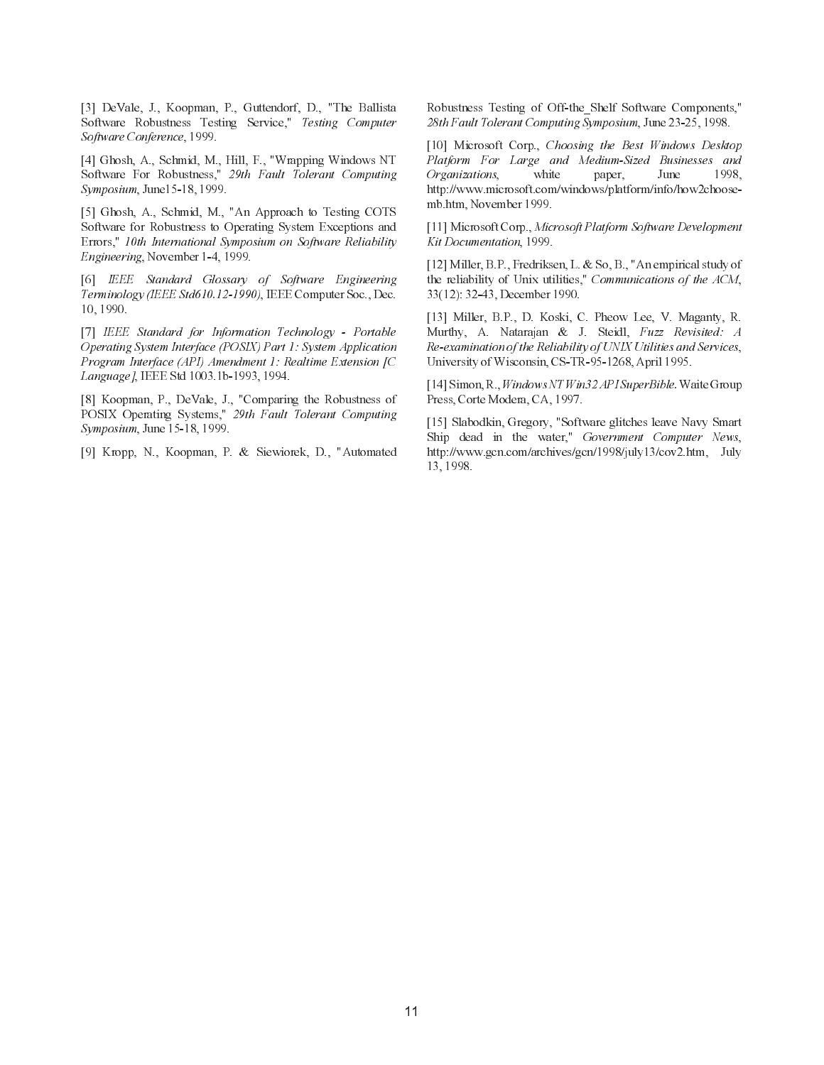[3] DeVale, J., Koopman, P., Guttendorf, D., "The Ballista Software Robustness Testing Service," *Testing Computer Software Conference*, 1999.

[4] Ghosh, A., Schmid, M., Hill, F., "Wrapping Windows NT Software For Robustness," *29th Fault Tolerant Computing Symposium*, June15-18, 1999.

[5] Ghosh, A., Schmid, M., "An Approach to Testing COTS Software for Robustness to Operating System Exceptions and Errors," *10th International Symposium on Software Reliability Engineering*, November 1-4, 1999.

[6] *IEEE Standard Glossary of Software Engineering Terminology (IEEE Std610.12-1990)*, IEEE Computer Soc., Dec. 10, 1990.

[7] *IEEE Standard for Information Technology - Portable Operating System Interface (POSIX) Part 1: System Application Program Interface (API) Amendment 1: Realtime Extension [C Language]*, IEEE Std 1003.1b-1993, 1994.

[8] Koopman, P., DeVale, J., "Comparing the Robustness of POSIX Operating Systems," *29th Fault Tolerant Computing Symposium*, June 15-18, 1999.

[9] Kropp, N., Koopman, P. & Siewiorek, D., "Automated Robustness Testing of Off-the_Shelf Software Components," *28th Fault Tolerant Computing Symposium*, June 23-25, 1998.

[10] Microsoft Corp., *Choosing the Best Windows Desktop Platform For Large and Medium-Sized Businesses and Organizations*, white paper, June 1998, http://www.microsoft.com/windows/platform/info/how2choose-mb.htm, November 1999.

[11] Microsoft Corp., *Microsoft Platform Software Development Kit Documentation*, 1999.

[12] Miller, B.P., Fredriksen, L. & So, B., "An empirical study of the reliability of Unix utilities," *Communications of the ACM*, 33(12): 32-43, December 1990.

[13] Miller, B.P., D. Koski, C. Pheow Lee, V. Maganty, R. Murthy, A. Natarajan & J. Steidl, *Fuzz Revisited: A Re-examination of the Reliability of UNIX Utilities and Services*, University of Wisconsin, CS-TR-95-1268, April 1995.

[14] Simon, R., *Windows NT Win32 API SuperBible*. Waite Group Press, Corte Modera, CA, 1997.

[15] Slabodkin, Gregory, "Software glitches leave Navy Smart Ship dead in the water," *Government Computer News*, http://www.gcn.com/archives/gcn/1998/july13/cov2.htm, July 13, 1998.